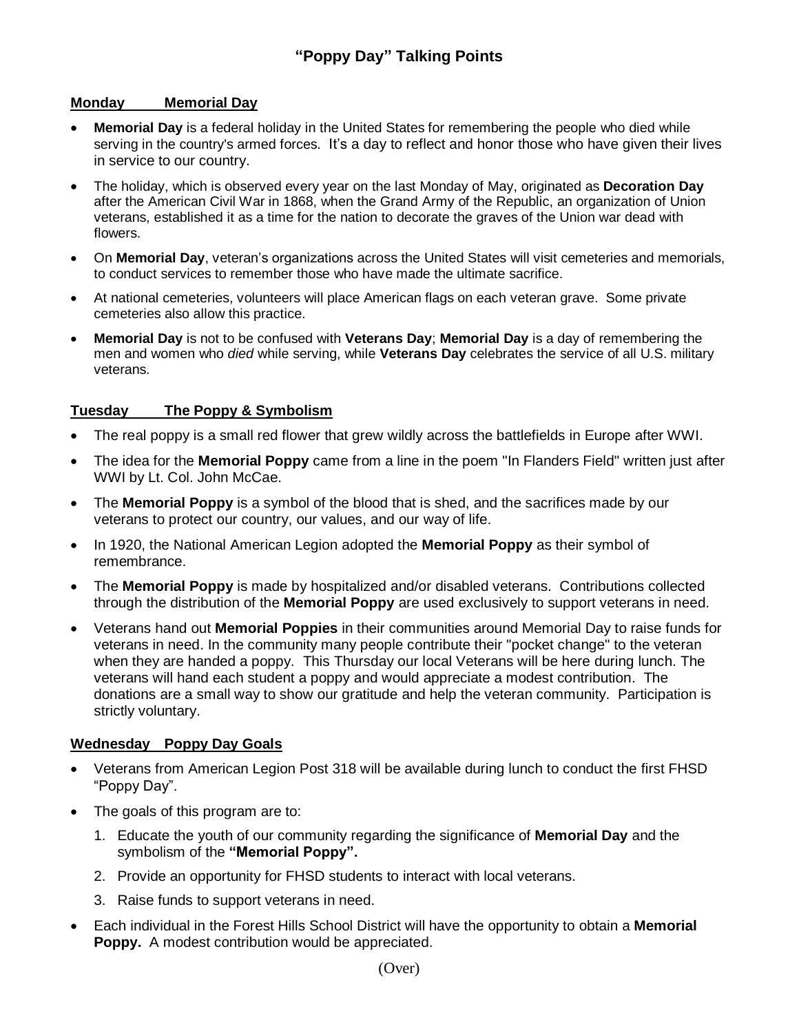# "Poppy Day" Talking Points

## Monday Memorial Day

- **Memorial Day** is a federal holiday in the United States for remembering the people who died while serving in the country's armed forces. It's a day to reflect and honor those who have given their lives in service to our country.
- The holiday, which is observed every year on the last Monday of May, originated as **Decoration Day** after the American Civil War in 1868, when the Grand Army of the Republic, an organization of Union veterans, established it as a time for the nation to decorate the graves of the Union war dead with flowers.
- On **Memorial Day**, veteran's organizations across the United States will visit cemeteries and memorials, to conduct services to remember those who have made the ultimate sacrifice.
- At national cemeteries, volunteers will place American flags on each veteran grave. Some private cemeteries also allow this practice.
- **Memorial Day** is not to be confused with **Veterans Day**; **Memorial Day** is a day of remembering the men and women who *died* while serving, while **Veterans Day** celebrates the service of all U.S. military veterans.

## Tuesday The Poppy & Symbolism

- The real poppy is a small red flower that grew wildly across the battlefields in Europe after WWI.
- The idea for the **Memorial Poppy** came from a line in the poem "In Flanders Field" written just after WWI by Lt. Col. John McCae.
- The **Memorial Poppy** is a symbol of the blood that is shed, and the sacrifices made by our veterans to protect our country, our values, and our way of life.
- In 1920, the National American Legion adopted the **Memorial Poppy** as their symbol of remembrance.
- The **Memorial Poppy** is made by hospitalized and/or disabled veterans. Contributions collected through the distribution of the **Memorial Poppy** are used exclusively to support veterans in need.
- Veterans hand out **Memorial Poppies** in their communities around Memorial Day to raise funds for veterans in need. In the community many people contribute their "pocket change" to the veteran when they are handed a poppy. This Thursday our local Veterans will be here during lunch. The veterans will hand each student a poppy and would appreciate a modest contribution. The donations are a small way to show our gratitude and help the veteran community. Participation is strictly voluntary.

## Wednesday Poppy Day Goals

- Veterans from American Legion Post 318 will be available during lunch to conduct the first FHSD "Poppy Day".
- The goals of this program are to:
  1. Educate the youth of our community regarding the significance of **Memorial Day** and the symbolism of the **"Memorial Poppy".**
  2. Provide an opportunity for FHSD students to interact with local veterans.
  3. Raise funds to support veterans in need.
- Each individual in the Forest Hills School District will have the opportunity to obtain a **Memorial Poppy.** A modest contribution would be appreciated.

(Over)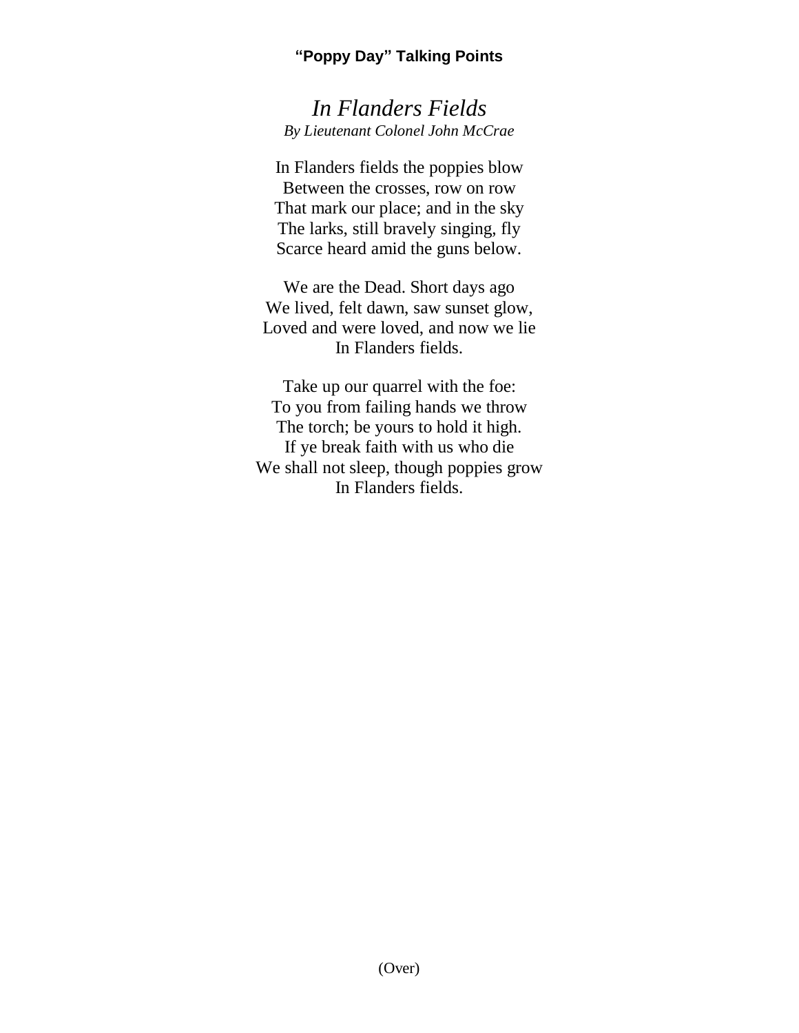**"Poppy Day" Talking Points**

# *In Flanders Fields*

*By Lieutenant Colonel John McCrae*

In Flanders fields the poppies blow
Between the crosses, row on row
That mark our place; and in the sky
The larks, still bravely singing, fly
Scarce heard amid the guns below.

We are the Dead. Short days ago
We lived, felt dawn, saw sunset glow,
Loved and were loved, and now we lie
In Flanders fields.

Take up our quarrel with the foe:
To you from failing hands we throw
The torch; be yours to hold it high.
If ye break faith with us who die
We shall not sleep, though poppies grow
In Flanders fields.

(Over)